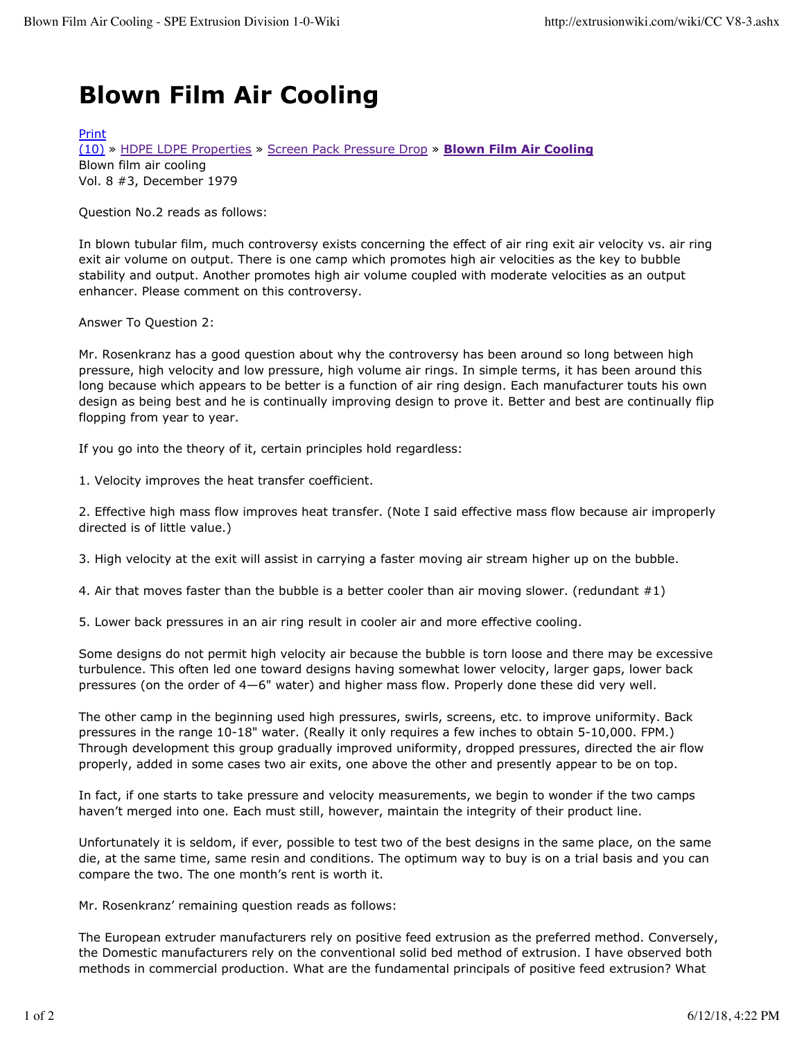# Blown Film Air Cooling

Print
(10) » HDPE LDPE Properties » Screen Pack Pressure Drop » **Blown Film Air Cooling**
Blown film air cooling
Vol. 8 #3, December 1979

Question No.2 reads as follows:

In blown tubular film, much controversy exists concerning the effect of air ring exit air velocity vs. air ring exit air volume on output. There is one camp which promotes high air velocities as the key to bubble stability and output. Another promotes high air volume coupled with moderate velocities as an output enhancer. Please comment on this controversy.

Answer To Question 2:

Mr. Rosenkranz has a good question about why the controversy has been around so long between high pressure, high velocity and low pressure, high volume air rings. In simple terms, it has been around this long because which appears to be better is a function of air ring design. Each manufacturer touts his own design as being best and he is continually improving design to prove it. Better and best are continually flip flopping from year to year.

If you go into the theory of it, certain principles hold regardless:

1. Velocity improves the heat transfer coefficient.

2. Effective high mass flow improves heat transfer. (Note I said effective mass flow because air improperly directed is of little value.)

3. High velocity at the exit will assist in carrying a faster moving air stream higher up on the bubble.

4. Air that moves faster than the bubble is a better cooler than air moving slower. (redundant #1)

5. Lower back pressures in an air ring result in cooler air and more effective cooling.

Some designs do not permit high velocity air because the bubble is torn loose and there may be excessive turbulence. This often led one toward designs having somewhat lower velocity, larger gaps, lower back pressures (on the order of 4—6" water) and higher mass flow. Properly done these did very well.

The other camp in the beginning used high pressures, swirls, screens, etc. to improve uniformity. Back pressures in the range 10-18" water. (Really it only requires a few inches to obtain 5-10,000. FPM.) Through development this group gradually improved uniformity, dropped pressures, directed the air flow properly, added in some cases two air exits, one above the other and presently appear to be on top.

In fact, if one starts to take pressure and velocity measurements, we begin to wonder if the two camps haven't merged into one. Each must still, however, maintain the integrity of their product line.

Unfortunately it is seldom, if ever, possible to test two of the best designs in the same place, on the same die, at the same time, same resin and conditions. The optimum way to buy is on a trial basis and you can compare the two. The one month's rent is worth it.

Mr. Rosenkranz' remaining question reads as follows:

The European extruder manufacturers rely on positive feed extrusion as the preferred method. Conversely, the Domestic manufacturers rely on the conventional solid bed method of extrusion. I have observed both methods in commercial production. What are the fundamental principals of positive feed extrusion? What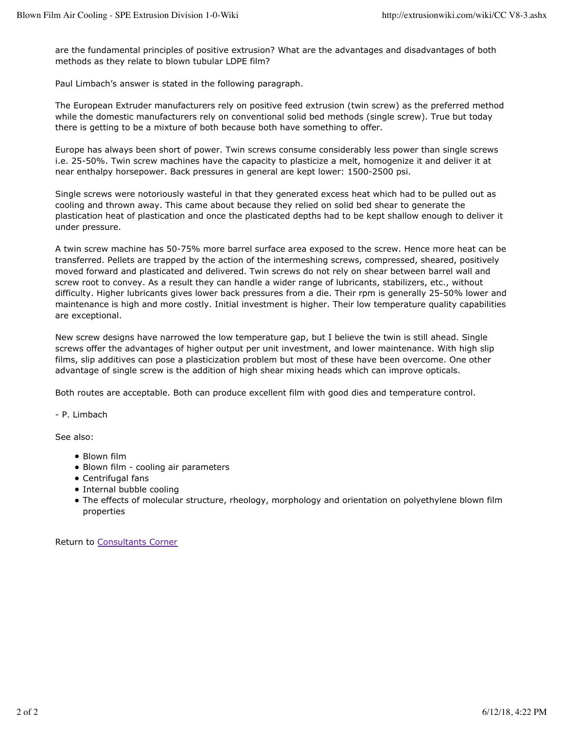are the fundamental principles of positive extrusion? What are the advantages and disadvantages of both methods as they relate to blown tubular LDPE film?

Paul Limbach's answer is stated in the following paragraph.

The European Extruder manufacturers rely on positive feed extrusion (twin screw) as the preferred method while the domestic manufacturers rely on conventional solid bed methods (single screw). True but today there is getting to be a mixture of both because both have something to offer.

Europe has always been short of power. Twin screws consume considerably less power than single screws i.e. 25-50%. Twin screw machines have the capacity to plasticize a melt, homogenize it and deliver it at near enthalpy horsepower. Back pressures in general are kept lower: 1500-2500 psi.

Single screws were notoriously wasteful in that they generated excess heat which had to be pulled out as cooling and thrown away. This came about because they relied on solid bed shear to generate the plastication heat of plastication and once the plasticated depths had to be kept shallow enough to deliver it under pressure.

A twin screw machine has 50-75% more barrel surface area exposed to the screw. Hence more heat can be transferred. Pellets are trapped by the action of the intermeshing screws, compressed, sheared, positively moved forward and plasticated and delivered. Twin screws do not rely on shear between barrel wall and screw root to convey. As a result they can handle a wider range of lubricants, stabilizers, etc., without difficulty. Higher lubricants gives lower back pressures from a die. Their rpm is generally 25-50% lower and maintenance is high and more costly. Initial investment is higher. Their low temperature quality capabilities are exceptional.

New screw designs have narrowed the low temperature gap, but I believe the twin is still ahead. Single screws offer the advantages of higher output per unit investment, and lower maintenance. With high slip films, slip additives can pose a plasticization problem but most of these have been overcome. One other advantage of single screw is the addition of high shear mixing heads which can improve opticals.

Both routes are acceptable. Both can produce excellent film with good dies and temperature control.

- P. Limbach

See also:

- Blown film
- Blown film - cooling air parameters
- Centrifugal fans
- Internal bubble cooling
- The effects of molecular structure, rheology, morphology and orientation on polyethylene blown film properties

Return to Consultants Corner